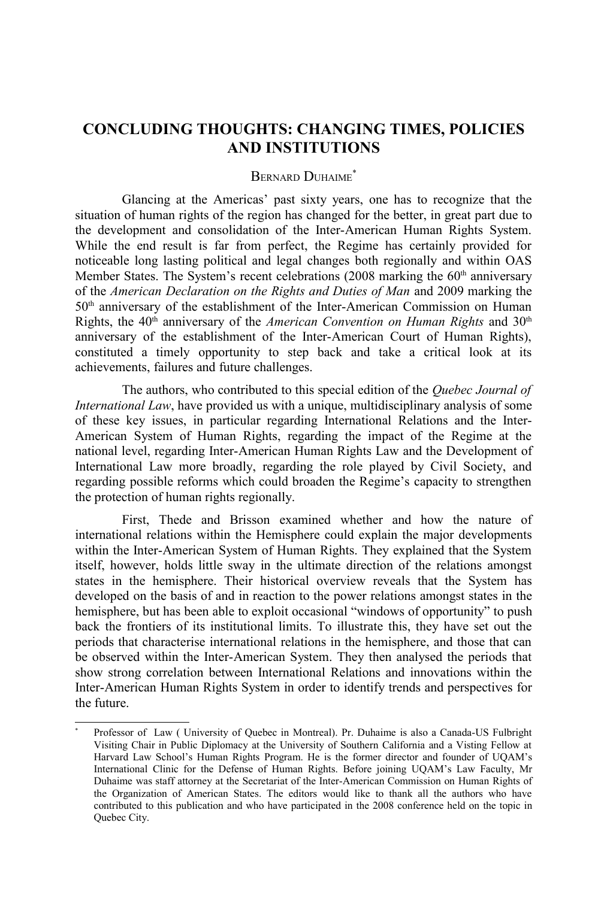# CONCLUDING THOUGHTS: CHANGING TIMES, POLICIES AND INSTITUTIONS

BERNARD DUHAIME[*]

Glancing at the Americas' past sixty years, one has to recognize that the situation of human rights of the region has changed for the better, in great part due to the development and consolidation of the Inter-American Human Rights System. While the end result is far from perfect, the Regime has certainly provided for noticeable long lasting political and legal changes both regionally and within OAS Member States. The System's recent celebrations (2008 marking the 60th anniversary of the *American Declaration on the Rights and Duties of Man* and 2009 marking the 50th anniversary of the establishment of the Inter-American Commission on Human Rights, the 40th anniversary of the *American Convention on Human Rights* and 30th anniversary of the establishment of the Inter-American Court of Human Rights), constituted a timely opportunity to step back and take a critical look at its achievements, failures and future challenges.

The authors, who contributed to this special edition of the *Quebec Journal of International Law*, have provided us with a unique, multidisciplinary analysis of some of these key issues, in particular regarding International Relations and the Inter-American System of Human Rights, regarding the impact of the Regime at the national level, regarding Inter-American Human Rights Law and the Development of International Law more broadly, regarding the role played by Civil Society, and regarding possible reforms which could broaden the Regime's capacity to strengthen the protection of human rights regionally.

First, Thede and Brisson examined whether and how the nature of international relations within the Hemisphere could explain the major developments within the Inter-American System of Human Rights. They explained that the System itself, however, holds little sway in the ultimate direction of the relations amongst states in the hemisphere. Their historical overview reveals that the System has developed on the basis of and in reaction to the power relations amongst states in the hemisphere, but has been able to exploit occasional "windows of opportunity" to push back the frontiers of its institutional limits. To illustrate this, they have set out the periods that characterise international relations in the hemisphere, and those that can be observed within the Inter-American System. They then analysed the periods that show strong correlation between International Relations and innovations within the Inter-American Human Rights System in order to identify trends and perspectives for the future.

[*] Professor of Law ( University of Quebec in Montreal). Pr. Duhaime is also a Canada-US Fulbright Visiting Chair in Public Diplomacy at the University of Southern California and a Visting Fellow at Harvard Law School's Human Rights Program. He is the former director and founder of UQAM's International Clinic for the Defense of Human Rights. Before joining UQAM's Law Faculty, Mr Duhaime was staff attorney at the Secretariat of the Inter-American Commission on Human Rights of the Organization of American States. The editors would like to thank all the authors who have contributed to this publication and who have participated in the 2008 conference held on the topic in Quebec City.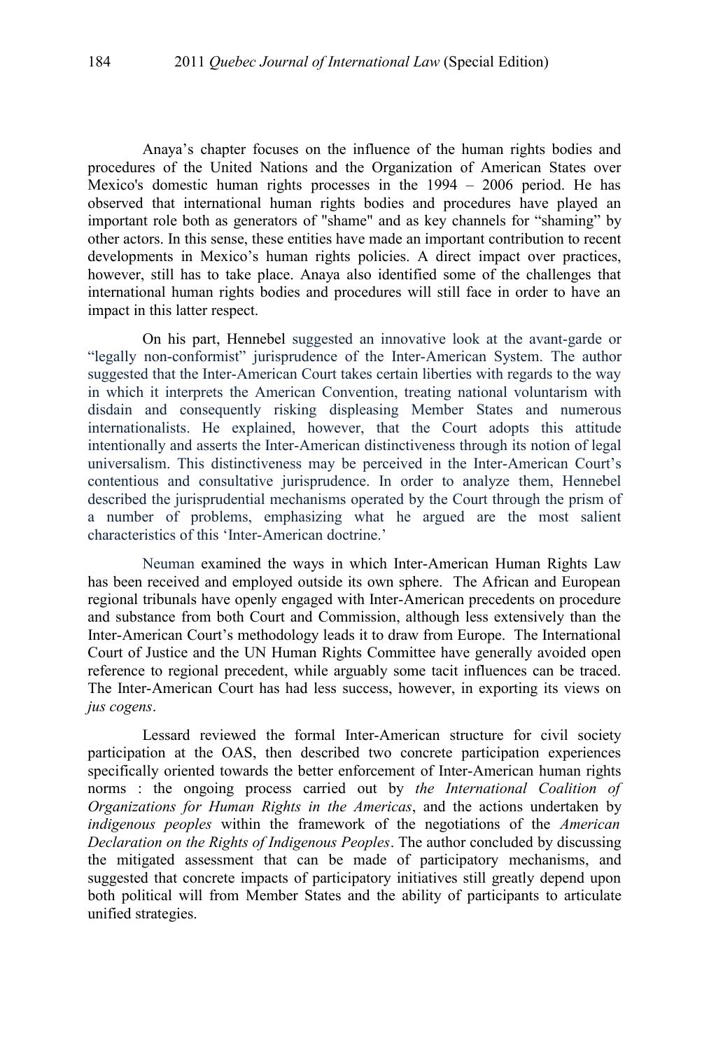Anaya's chapter focuses on the influence of the human rights bodies and procedures of the United Nations and the Organization of American States over Mexico's domestic human rights processes in the 1994 – 2006 period. He has observed that international human rights bodies and procedures have played an important role both as generators of "shame" and as key channels for "shaming" by other actors. In this sense, these entities have made an important contribution to recent developments in Mexico's human rights policies. A direct impact over practices, however, still has to take place. Anaya also identified some of the challenges that international human rights bodies and procedures will still face in order to have an impact in this latter respect.

On his part, Hennebel suggested an innovative look at the avant-garde or "legally non-conformist" jurisprudence of the Inter-American System. The author suggested that the Inter-American Court takes certain liberties with regards to the way in which it interprets the American Convention, treating national voluntarism with disdain and consequently risking displeasing Member States and numerous internationalists. He explained, however, that the Court adopts this attitude intentionally and asserts the Inter-American distinctiveness through its notion of legal universalism. This distinctiveness may be perceived in the Inter-American Court's contentious and consultative jurisprudence. In order to analyze them, Hennebel described the jurisprudential mechanisms operated by the Court through the prism of a number of problems, emphasizing what he argued are the most salient characteristics of this 'Inter-American doctrine.'

Neuman examined the ways in which Inter-American Human Rights Law has been received and employed outside its own sphere. The African and European regional tribunals have openly engaged with Inter-American precedents on procedure and substance from both Court and Commission, although less extensively than the Inter-American Court's methodology leads it to draw from Europe. The International Court of Justice and the UN Human Rights Committee have generally avoided open reference to regional precedent, while arguably some tacit influences can be traced. The Inter-American Court has had less success, however, in exporting its views on *jus cogens*.

Lessard reviewed the formal Inter-American structure for civil society participation at the OAS, then described two concrete participation experiences specifically oriented towards the better enforcement of Inter-American human rights norms : the ongoing process carried out by *the International Coalition of Organizations for Human Rights in the Americas*, and the actions undertaken by *indigenous peoples* within the framework of the negotiations of the *American Declaration on the Rights of Indigenous Peoples*. The author concluded by discussing the mitigated assessment that can be made of participatory mechanisms, and suggested that concrete impacts of participatory initiatives still greatly depend upon both political will from Member States and the ability of participants to articulate unified strategies.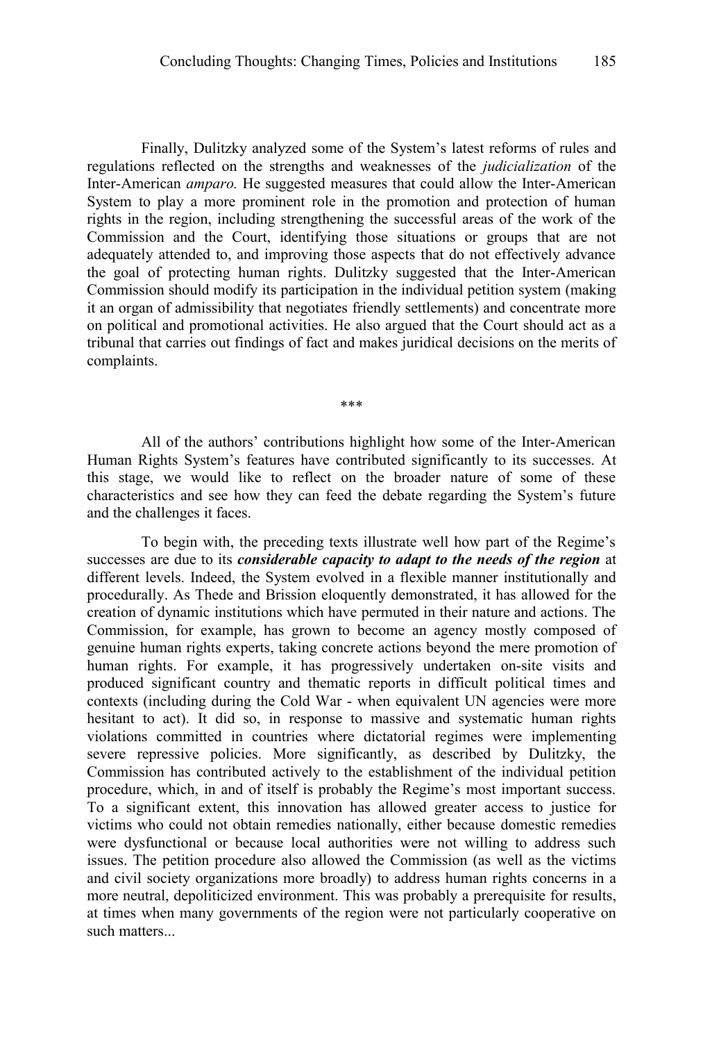Finally, Dulitzky analyzed some of the System's latest reforms of rules and regulations reflected on the strengths and weaknesses of the *judicialization* of the Inter-American *amparo.* He suggested measures that could allow the Inter-American System to play a more prominent role in the promotion and protection of human rights in the region, including strengthening the successful areas of the work of the Commission and the Court, identifying those situations or groups that are not adequately attended to, and improving those aspects that do not effectively advance the goal of protecting human rights. Dulitzky suggested that the Inter-American Commission should modify its participation in the individual petition system (making it an organ of admissibility that negotiates friendly settlements) and concentrate more on political and promotional activities. He also argued that the Court should act as a tribunal that carries out findings of fact and makes juridical decisions on the merits of complaints.

***

All of the authors' contributions highlight how some of the Inter-American Human Rights System's features have contributed significantly to its successes. At this stage, we would like to reflect on the broader nature of some of these characteristics and see how they can feed the debate regarding the System's future and the challenges it faces.

To begin with, the preceding texts illustrate well how part of the Regime's successes are due to its ***considerable capacity to adapt to the needs of the region*** at different levels. Indeed, the System evolved in a flexible manner institutionally and procedurally. As Thede and Brission eloquently demonstrated, it has allowed for the creation of dynamic institutions which have permuted in their nature and actions. The Commission, for example, has grown to become an agency mostly composed of genuine human rights experts, taking concrete actions beyond the mere promotion of human rights. For example, it has progressively undertaken on-site visits and produced significant country and thematic reports in difficult political times and contexts (including during the Cold War - when equivalent UN agencies were more hesitant to act). It did so, in response to massive and systematic human rights violations committed in countries where dictatorial regimes were implementing severe repressive policies. More significantly, as described by Dulitzky, the Commission has contributed actively to the establishment of the individual petition procedure, which, in and of itself is probably the Regime's most important success. To a significant extent, this innovation has allowed greater access to justice for victims who could not obtain remedies nationally, either because domestic remedies were dysfunctional or because local authorities were not willing to address such issues. The petition procedure also allowed the Commission (as well as the victims and civil society organizations more broadly) to address human rights concerns in a more neutral, depoliticized environment. This was probably a prerequisite for results, at times when many governments of the region were not particularly cooperative on such matters...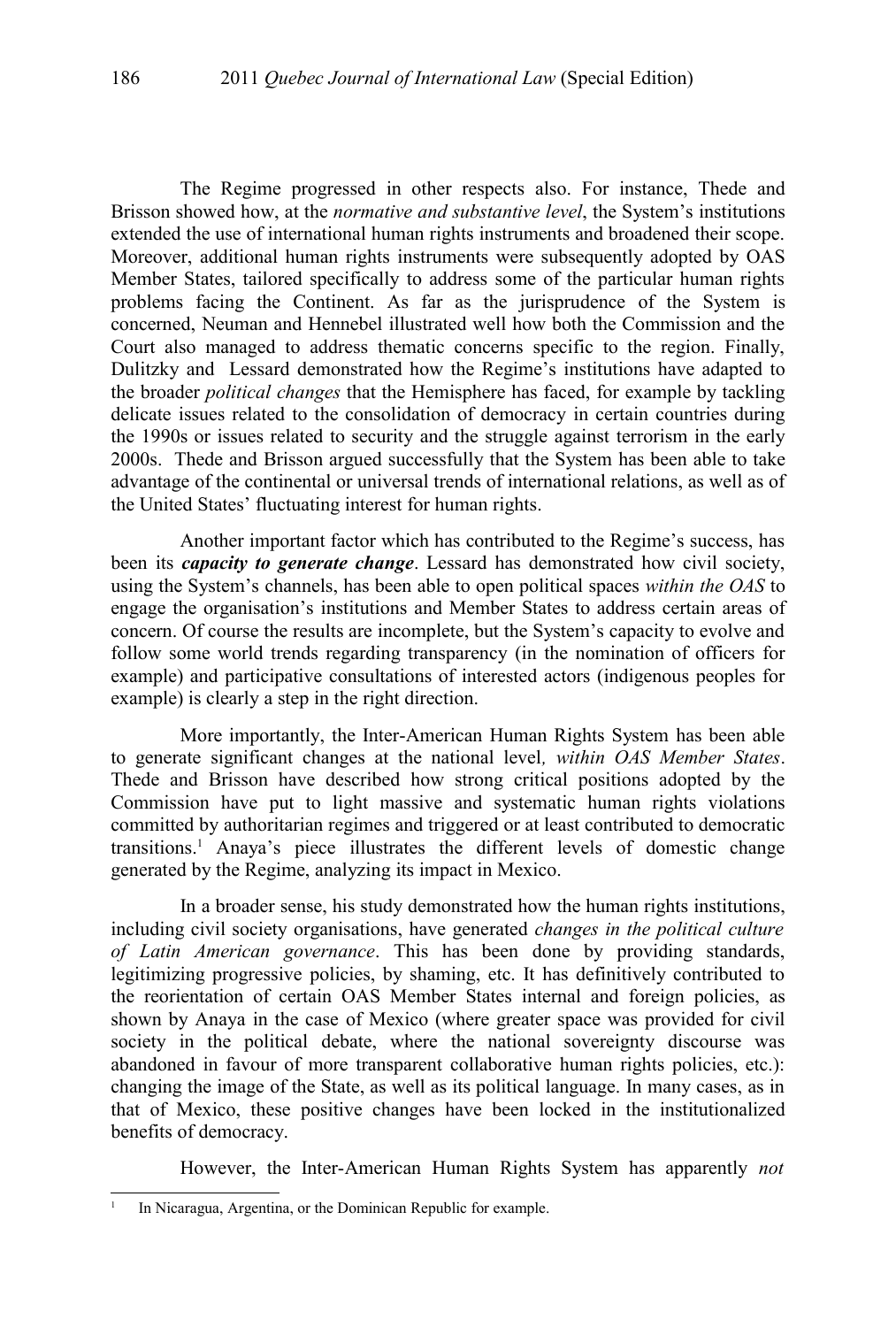The Regime progressed in other respects also. For instance, Thede and Brisson showed how, at the *normative and substantive level*, the System's institutions extended the use of international human rights instruments and broadened their scope. Moreover, additional human rights instruments were subsequently adopted by OAS Member States, tailored specifically to address some of the particular human rights problems facing the Continent. As far as the jurisprudence of the System is concerned, Neuman and Hennebel illustrated well how both the Commission and the Court also managed to address thematic concerns specific to the region. Finally, Dulitzky and Lessard demonstrated how the Regime's institutions have adapted to the broader *political changes* that the Hemisphere has faced, for example by tackling delicate issues related to the consolidation of democracy in certain countries during the 1990s or issues related to security and the struggle against terrorism in the early 2000s. Thede and Brisson argued successfully that the System has been able to take advantage of the continental or universal trends of international relations, as well as of the United States' fluctuating interest for human rights.

Another important factor which has contributed to the Regime's success, has been its ***capacity to generate change***. Lessard has demonstrated how civil society, using the System's channels, has been able to open political spaces *within the OAS* to engage the organisation's institutions and Member States to address certain areas of concern. Of course the results are incomplete, but the System's capacity to evolve and follow some world trends regarding transparency (in the nomination of officers for example) and participative consultations of interested actors (indigenous peoples for example) is clearly a step in the right direction.

More importantly, the Inter-American Human Rights System has been able to generate significant changes at the national level*, within OAS Member States*. Thede and Brisson have described how strong critical positions adopted by the Commission have put to light massive and systematic human rights violations committed by authoritarian regimes and triggered or at least contributed to democratic transitions.[1] Anaya's piece illustrates the different levels of domestic change generated by the Regime, analyzing its impact in Mexico.

In a broader sense, his study demonstrated how the human rights institutions, including civil society organisations, have generated *changes in the political culture of Latin American governance*. This has been done by providing standards, legitimizing progressive policies, by shaming, etc. It has definitively contributed to the reorientation of certain OAS Member States internal and foreign policies, as shown by Anaya in the case of Mexico (where greater space was provided for civil society in the political debate, where the national sovereignty discourse was abandoned in favour of more transparent collaborative human rights policies, etc.): changing the image of the State, as well as its political language. In many cases, as in that of Mexico, these positive changes have been locked in the institutionalized benefits of democracy.

However, the Inter-American Human Rights System has apparently *not*

---

[1] In Nicaragua, Argentina, or the Dominican Republic for example.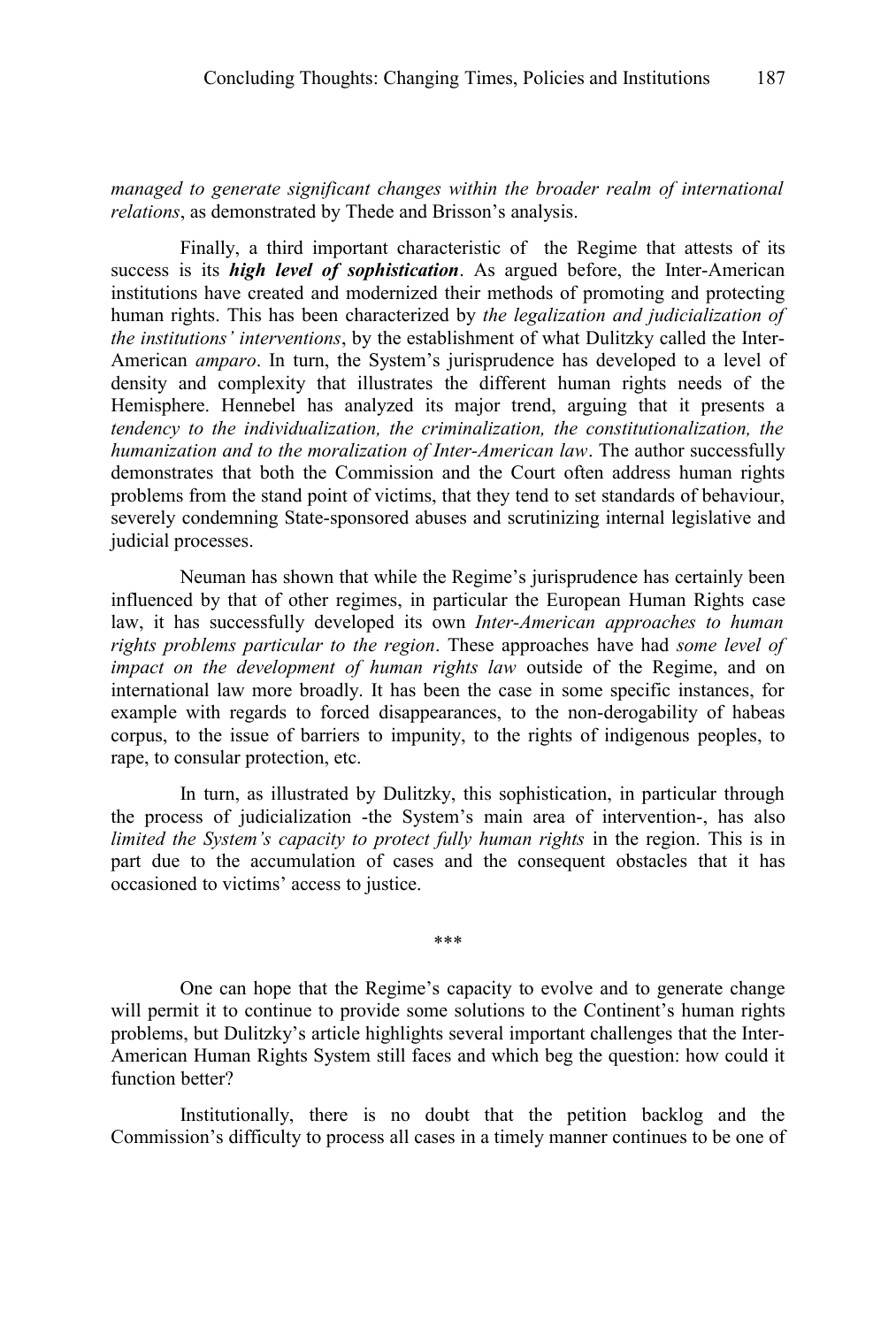*managed to generate significant changes within the broader realm of international relations*, as demonstrated by Thede and Brisson's analysis.

Finally, a third important characteristic of the Regime that attests of its success is its ***high level of sophistication***. As argued before, the Inter-American institutions have created and modernized their methods of promoting and protecting human rights. This has been characterized by *the legalization and judicialization of the institutions' interventions*, by the establishment of what Dulitzky called the Inter-American *amparo*. In turn, the System's jurisprudence has developed to a level of density and complexity that illustrates the different human rights needs of the Hemisphere. Hennebel has analyzed its major trend, arguing that it presents a *tendency to the individualization, the criminalization, the constitutionalization, the humanization and to the moralization of Inter-American law*. The author successfully demonstrates that both the Commission and the Court often address human rights problems from the stand point of victims, that they tend to set standards of behaviour, severely condemning State-sponsored abuses and scrutinizing internal legislative and judicial processes.

Neuman has shown that while the Regime's jurisprudence has certainly been influenced by that of other regimes, in particular the European Human Rights case law, it has successfully developed its own *Inter-American approaches to human rights problems particular to the region*. These approaches have had *some level of impact on the development of human rights law* outside of the Regime, and on international law more broadly. It has been the case in some specific instances, for example with regards to forced disappearances, to the non-derogability of habeas corpus, to the issue of barriers to impunity, to the rights of indigenous peoples, to rape, to consular protection, etc.

In turn, as illustrated by Dulitzky, this sophistication, in particular through the process of judicialization -the System's main area of intervention-, has also *limited the System's capacity to protect fully human rights* in the region. This is in part due to the accumulation of cases and the consequent obstacles that it has occasioned to victims' access to justice.

***

One can hope that the Regime's capacity to evolve and to generate change will permit it to continue to provide some solutions to the Continent's human rights problems, but Dulitzky's article highlights several important challenges that the Inter-American Human Rights System still faces and which beg the question: how could it function better?

Institutionally, there is no doubt that the petition backlog and the Commission's difficulty to process all cases in a timely manner continues to be one of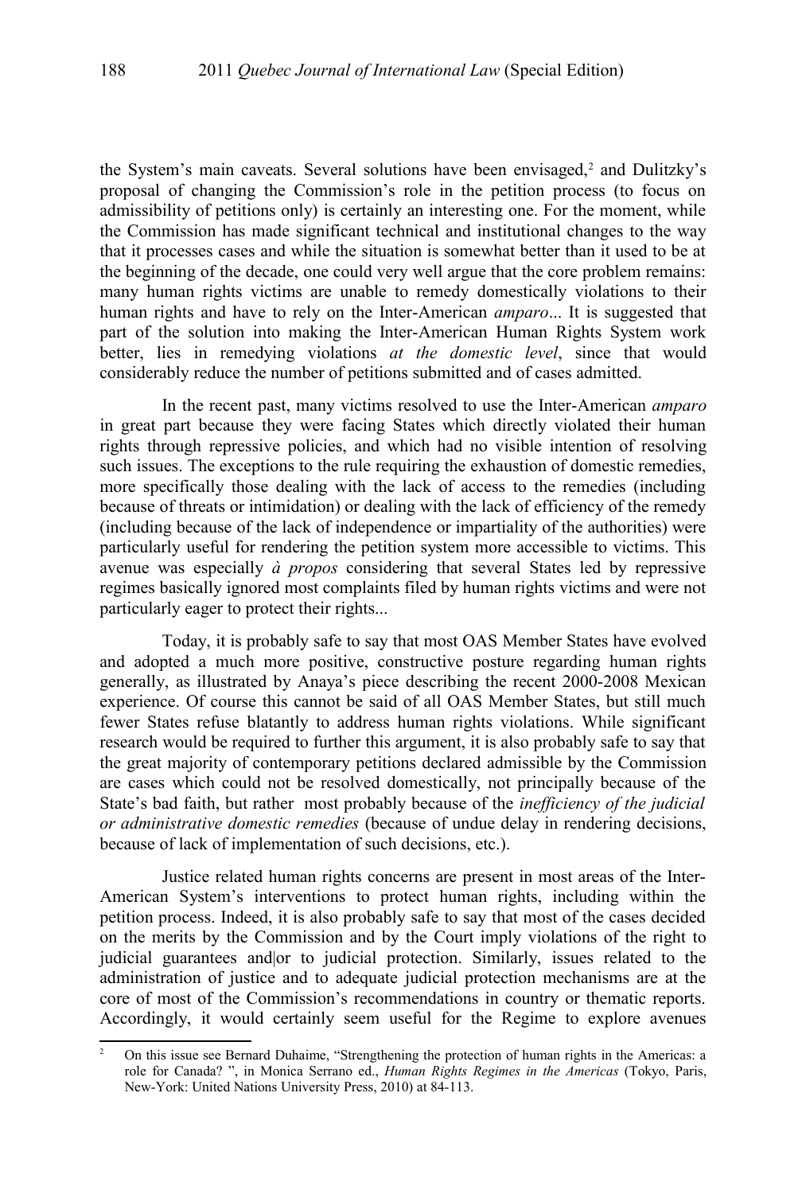the System's main caveats. Several solutions have been envisaged,[2] and Dulitzky's proposal of changing the Commission's role in the petition process (to focus on admissibility of petitions only) is certainly an interesting one. For the moment, while the Commission has made significant technical and institutional changes to the way that it processes cases and while the situation is somewhat better than it used to be at the beginning of the decade, one could very well argue that the core problem remains: many human rights victims are unable to remedy domestically violations to their human rights and have to rely on the Inter-American *amparo*... It is suggested that part of the solution into making the Inter-American Human Rights System work better, lies in remedying violations *at the domestic level*, since that would considerably reduce the number of petitions submitted and of cases admitted.

In the recent past, many victims resolved to use the Inter-American *amparo* in great part because they were facing States which directly violated their human rights through repressive policies, and which had no visible intention of resolving such issues. The exceptions to the rule requiring the exhaustion of domestic remedies, more specifically those dealing with the lack of access to the remedies (including because of threats or intimidation) or dealing with the lack of efficiency of the remedy (including because of the lack of independence or impartiality of the authorities) were particularly useful for rendering the petition system more accessible to victims. This avenue was especially *à propos* considering that several States led by repressive regimes basically ignored most complaints filed by human rights victims and were not particularly eager to protect their rights...

Today, it is probably safe to say that most OAS Member States have evolved and adopted a much more positive, constructive posture regarding human rights generally, as illustrated by Anaya's piece describing the recent 2000-2008 Mexican experience. Of course this cannot be said of all OAS Member States, but still much fewer States refuse blatantly to address human rights violations. While significant research would be required to further this argument, it is also probably safe to say that the great majority of contemporary petitions declared admissible by the Commission are cases which could not be resolved domestically, not principally because of the State's bad faith, but rather most probably because of the *inefficiency of the judicial or administrative domestic remedies* (because of undue delay in rendering decisions, because of lack of implementation of such decisions, etc.).

Justice related human rights concerns are present in most areas of the Inter-American System's interventions to protect human rights, including within the petition process. Indeed, it is also probably safe to say that most of the cases decided on the merits by the Commission and by the Court imply violations of the right to judicial guarantees and|or to judicial protection. Similarly, issues related to the administration of justice and to adequate judicial protection mechanisms are at the core of most of the Commission's recommendations in country or thematic reports. Accordingly, it would certainly seem useful for the Regime to explore avenues

---

[2] On this issue see Bernard Duhaime, "Strengthening the protection of human rights in the Americas: a role for Canada? ", in Monica Serrano ed., *Human Rights Regimes in the Americas* (Tokyo, Paris, New-York: United Nations University Press, 2010) at 84-113.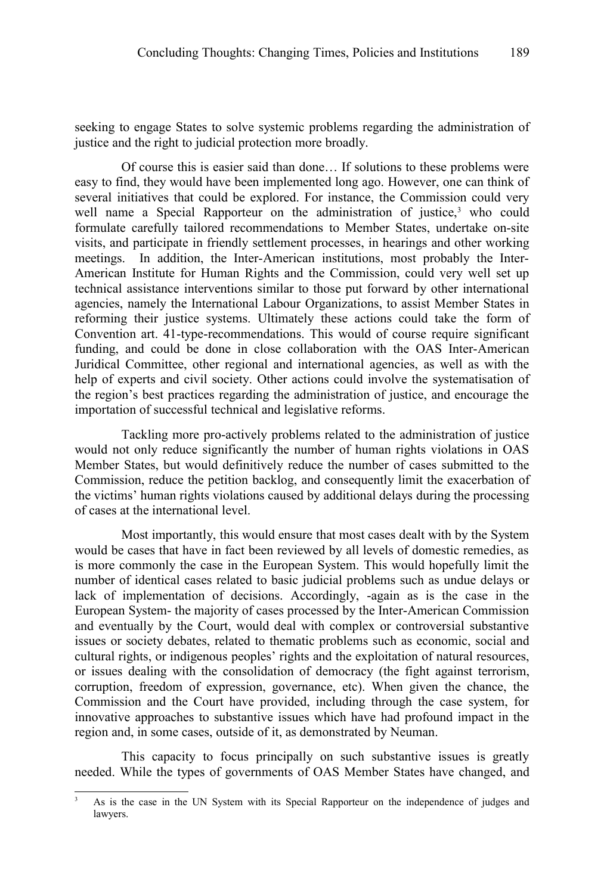seeking to engage States to solve systemic problems regarding the administration of justice and the right to judicial protection more broadly.

Of course this is easier said than done… If solutions to these problems were easy to find, they would have been implemented long ago. However, one can think of several initiatives that could be explored. For instance, the Commission could very well name a Special Rapporteur on the administration of justice,[3] who could formulate carefully tailored recommendations to Member States, undertake on-site visits, and participate in friendly settlement processes, in hearings and other working meetings. In addition, the Inter-American institutions, most probably the Inter-American Institute for Human Rights and the Commission, could very well set up technical assistance interventions similar to those put forward by other international agencies, namely the International Labour Organizations, to assist Member States in reforming their justice systems. Ultimately these actions could take the form of Convention art. 41-type-recommendations. This would of course require significant funding, and could be done in close collaboration with the OAS Inter-American Juridical Committee, other regional and international agencies, as well as with the help of experts and civil society. Other actions could involve the systematisation of the region's best practices regarding the administration of justice, and encourage the importation of successful technical and legislative reforms.

Tackling more pro-actively problems related to the administration of justice would not only reduce significantly the number of human rights violations in OAS Member States, but would definitively reduce the number of cases submitted to the Commission, reduce the petition backlog, and consequently limit the exacerbation of the victims' human rights violations caused by additional delays during the processing of cases at the international level.

Most importantly, this would ensure that most cases dealt with by the System would be cases that have in fact been reviewed by all levels of domestic remedies, as is more commonly the case in the European System. This would hopefully limit the number of identical cases related to basic judicial problems such as undue delays or lack of implementation of decisions. Accordingly, -again as is the case in the European System- the majority of cases processed by the Inter-American Commission and eventually by the Court, would deal with complex or controversial substantive issues or society debates, related to thematic problems such as economic, social and cultural rights, or indigenous peoples' rights and the exploitation of natural resources, or issues dealing with the consolidation of democracy (the fight against terrorism, corruption, freedom of expression, governance, etc). When given the chance, the Commission and the Court have provided, including through the case system, for innovative approaches to substantive issues which have had profound impact in the region and, in some cases, outside of it, as demonstrated by Neuman.

This capacity to focus principally on such substantive issues is greatly needed. While the types of governments of OAS Member States have changed, and

[3] As is the case in the UN System with its Special Rapporteur on the independence of judges and lawyers.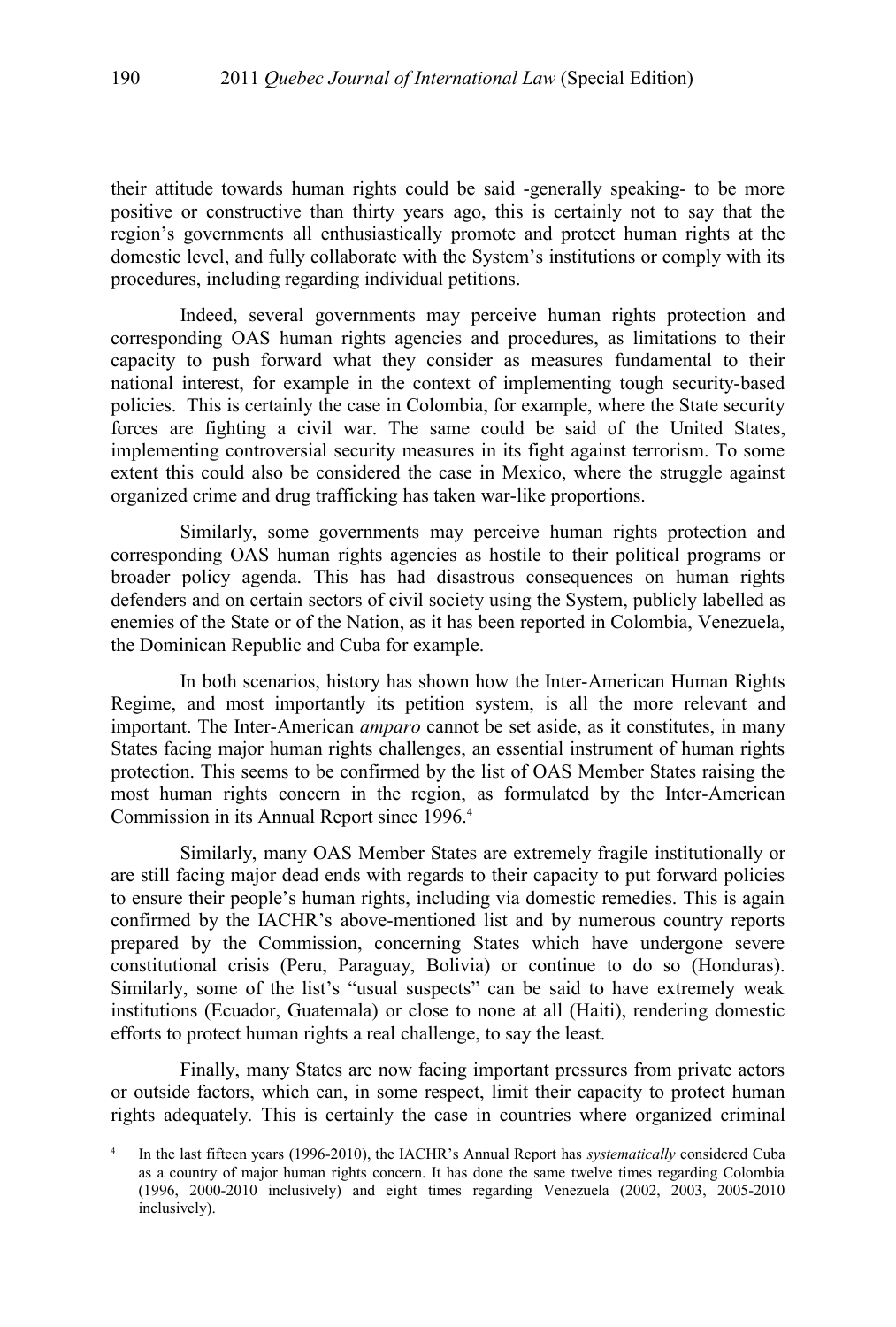their attitude towards human rights could be said -generally speaking- to be more positive or constructive than thirty years ago, this is certainly not to say that the region's governments all enthusiastically promote and protect human rights at the domestic level, and fully collaborate with the System's institutions or comply with its procedures, including regarding individual petitions.

Indeed, several governments may perceive human rights protection and corresponding OAS human rights agencies and procedures, as limitations to their capacity to push forward what they consider as measures fundamental to their national interest, for example in the context of implementing tough security-based policies. This is certainly the case in Colombia, for example, where the State security forces are fighting a civil war. The same could be said of the United States, implementing controversial security measures in its fight against terrorism. To some extent this could also be considered the case in Mexico, where the struggle against organized crime and drug trafficking has taken war-like proportions.

Similarly, some governments may perceive human rights protection and corresponding OAS human rights agencies as hostile to their political programs or broader policy agenda. This has had disastrous consequences on human rights defenders and on certain sectors of civil society using the System, publicly labelled as enemies of the State or of the Nation, as it has been reported in Colombia, Venezuela, the Dominican Republic and Cuba for example.

In both scenarios, history has shown how the Inter-American Human Rights Regime, and most importantly its petition system, is all the more relevant and important. The Inter-American *amparo* cannot be set aside, as it constitutes, in many States facing major human rights challenges, an essential instrument of human rights protection. This seems to be confirmed by the list of OAS Member States raising the most human rights concern in the region, as formulated by the Inter-American Commission in its Annual Report since 1996.[4]

Similarly, many OAS Member States are extremely fragile institutionally or are still facing major dead ends with regards to their capacity to put forward policies to ensure their people's human rights, including via domestic remedies. This is again confirmed by the IACHR's above-mentioned list and by numerous country reports prepared by the Commission, concerning States which have undergone severe constitutional crisis (Peru, Paraguay, Bolivia) or continue to do so (Honduras). Similarly, some of the list's "usual suspects" can be said to have extremely weak institutions (Ecuador, Guatemala) or close to none at all (Haiti), rendering domestic efforts to protect human rights a real challenge, to say the least.

Finally, many States are now facing important pressures from private actors or outside factors, which can, in some respect, limit their capacity to protect human rights adequately. This is certainly the case in countries where organized criminal

---

[4] In the last fifteen years (1996-2010), the IACHR's Annual Report has *systematically* considered Cuba as a country of major human rights concern. It has done the same twelve times regarding Colombia (1996, 2000-2010 inclusively) and eight times regarding Venezuela (2002, 2003, 2005-2010 inclusively).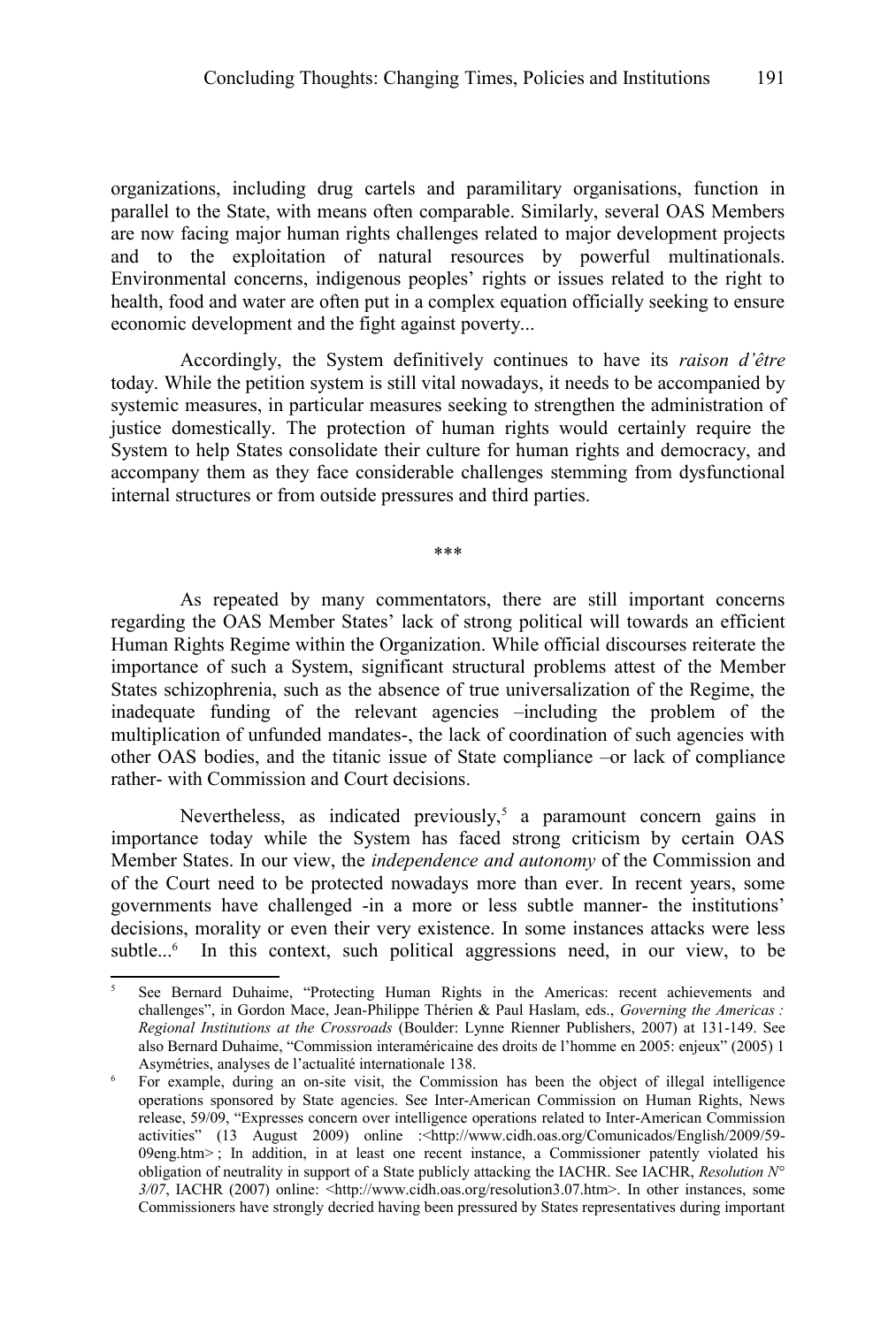organizations, including drug cartels and paramilitary organisations, function in parallel to the State, with means often comparable. Similarly, several OAS Members are now facing major human rights challenges related to major development projects and to the exploitation of natural resources by powerful multinationals. Environmental concerns, indigenous peoples' rights or issues related to the right to health, food and water are often put in a complex equation officially seeking to ensure economic development and the fight against poverty...

Accordingly, the System definitively continues to have its *raison d'être* today. While the petition system is still vital nowadays, it needs to be accompanied by systemic measures, in particular measures seeking to strengthen the administration of justice domestically. The protection of human rights would certainly require the System to help States consolidate their culture for human rights and democracy, and accompany them as they face considerable challenges stemming from dysfunctional internal structures or from outside pressures and third parties.

\*\*\*

As repeated by many commentators, there are still important concerns regarding the OAS Member States' lack of strong political will towards an efficient Human Rights Regime within the Organization. While official discourses reiterate the importance of such a System, significant structural problems attest of the Member States schizophrenia, such as the absence of true universalization of the Regime, the inadequate funding of the relevant agencies –including the problem of the multiplication of unfunded mandates-, the lack of coordination of such agencies with other OAS bodies, and the titanic issue of State compliance –or lack of compliance rather- with Commission and Court decisions.

Nevertheless, as indicated previously,[5] a paramount concern gains in importance today while the System has faced strong criticism by certain OAS Member States. In our view, the *independence and autonomy* of the Commission and of the Court need to be protected nowadays more than ever. In recent years, some governments have challenged -in a more or less subtle manner- the institutions' decisions, morality or even their very existence. In some instances attacks were less subtle...[6] In this context, such political aggressions need, in our view, to be

[5] See Bernard Duhaime, "Protecting Human Rights in the Americas: recent achievements and challenges", in Gordon Mace, Jean-Philippe Thérien & Paul Haslam, eds., *Governing the Americas : Regional Institutions at the Crossroads* (Boulder: Lynne Rienner Publishers, 2007) at 131-149. See also Bernard Duhaime, "Commission interaméricaine des droits de l'homme en 2005: enjeux" (2005) 1 Asymétries, analyses de l'actualité internationale 138.

[6] For example, during an on-site visit, the Commission has been the object of illegal intelligence operations sponsored by State agencies. See Inter-American Commission on Human Rights, News release, 59/09, "Expresses concern over intelligence operations related to Inter-American Commission activities" (13 August 2009) online :<http://www.cidh.oas.org/Comunicados/English/2009/59-09eng.htm> ; In addition, in at least one recent instance, a Commissioner patently violated his obligation of neutrality in support of a State publicly attacking the IACHR. See IACHR, *Resolution N° 3/07*, IACHR (2007) online: <http://www.cidh.oas.org/resolution3.07.htm>. In other instances, some Commissioners have strongly decried having been pressured by States representatives during important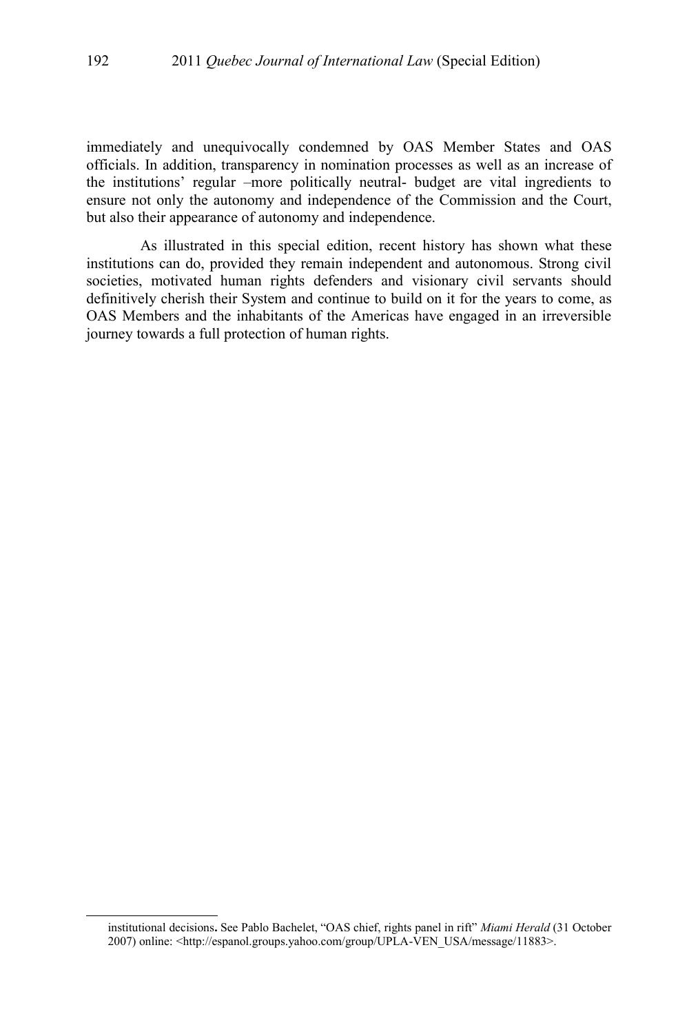immediately and unequivocally condemned by OAS Member States and OAS officials. In addition, transparency in nomination processes as well as an increase of the institutions' regular –more politically neutral- budget are vital ingredients to ensure not only the autonomy and independence of the Commission and the Court, but also their appearance of autonomy and independence.

As illustrated in this special edition, recent history has shown what these institutions can do, provided they remain independent and autonomous. Strong civil societies, motivated human rights defenders and visionary civil servants should definitively cherish their System and continue to build on it for the years to come, as OAS Members and the inhabitants of the Americas have engaged in an irreversible journey towards a full protection of human rights.

---

institutional decisions**.** See Pablo Bachelet, "OAS chief, rights panel in rift" *Miami Herald* (31 October 2007) online: <http://espanol.groups.yahoo.com/group/UPLA-VEN_USA/message/11883>.